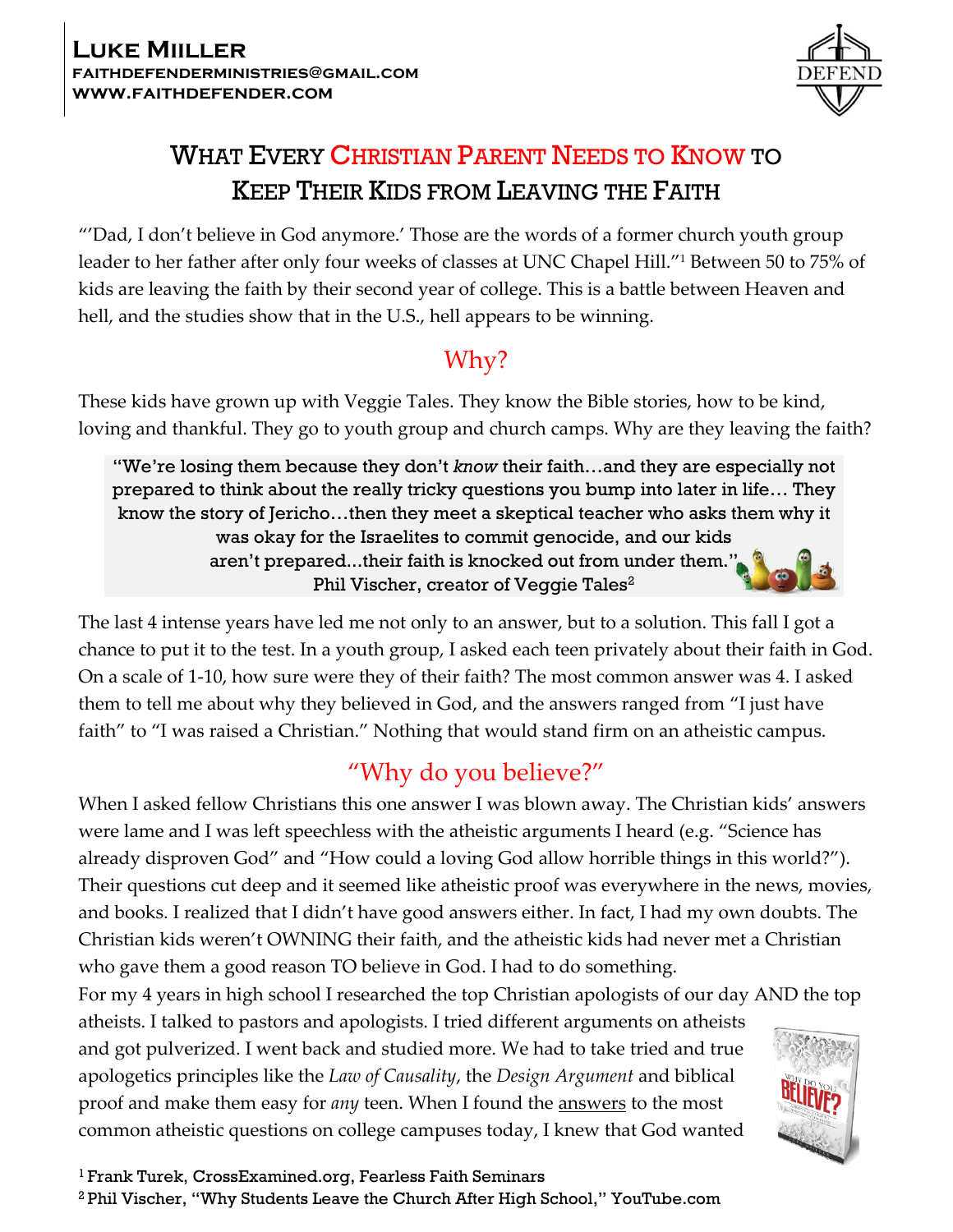**Luke Miiller**
**faithdefenderministries@gmail.com**
**www.faithdefender.com**

# What Every Christian Parent Needs to Know to Keep Their Kids from Leaving the Faith

"'Dad, I don't believe in God anymore.' Those are the words of a former church youth group leader to her father after only four weeks of classes at UNC Chapel Hill."[1] Between 50 to 75% of kids are leaving the faith by their second year of college. This is a battle between Heaven and hell, and the studies show that in the U.S., hell appears to be winning.

## Why?

These kids have grown up with Veggie Tales. They know the Bible stories, how to be kind, loving and thankful. They go to youth group and church camps. Why are they leaving the faith?

> "We're losing them because they don't *know* their faith…and they are especially not prepared to think about the really tricky questions you bump into later in life… They know the story of Jericho…then they meet a skeptical teacher who asks them why it was okay for the Israelites to commit genocide, and our kids aren't prepared...their faith is knocked out from under them."
> Phil Vischer, creator of Veggie Tales[2]

The last 4 intense years have led me not only to an answer, but to a solution. This fall I got a chance to put it to the test. In a youth group, I asked each teen privately about their faith in God. On a scale of 1-10, how sure were they of their faith? The most common answer was 4. I asked them to tell me about why they believed in God, and the answers ranged from "I just have faith" to "I was raised a Christian." Nothing that would stand firm on an atheistic campus.

## "Why do you believe?"

When I asked fellow Christians this one answer I was blown away. The Christian kids' answers were lame and I was left speechless with the atheistic arguments I heard (e.g. "Science has already disproven God" and "How could a loving God allow horrible things in this world?"). Their questions cut deep and it seemed like atheistic proof was everywhere in the news, movies, and books. I realized that I didn't have good answers either. In fact, I had my own doubts. The Christian kids weren't OWNING their faith, and the atheistic kids had never met a Christian who gave them a good reason TO believe in God. I had to do something.

For my 4 years in high school I researched the top Christian apologists of our day AND the top atheists. I talked to pastors and apologists. I tried different arguments on atheists and got pulverized. I went back and studied more. We had to take tried and true apologetics principles like the *Law of Causality*, the *Design Argument* and biblical proof and make them easy for *any* teen. When I found the answers to the most common atheistic questions on college campuses today, I knew that God wanted

[1] Frank Turek, CrossExamined.org, Fearless Faith Seminars

[2] Phil Vischer, "Why Students Leave the Church After High School," YouTube.com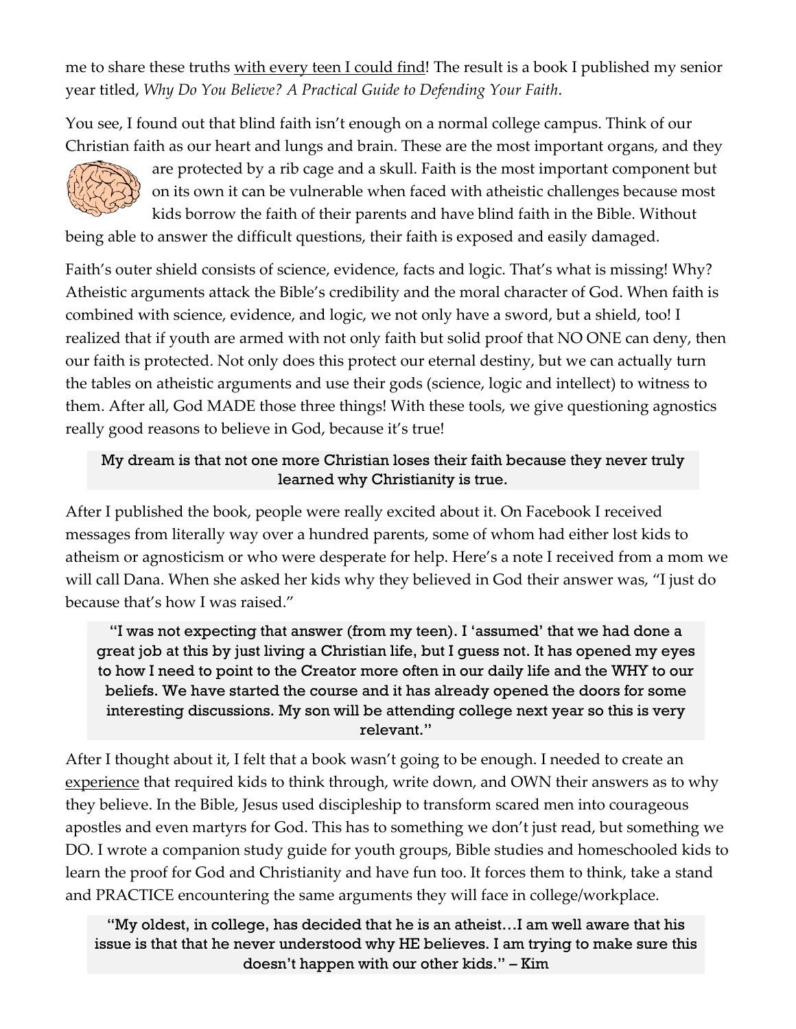me to share these truths <u>with every teen I could find</u>! The result is a book I published my senior year titled, *Why Do You Believe? A Practical Guide to Defending Your Faith*.

You see, I found out that blind faith isn't enough on a normal college campus. Think of our Christian faith as our heart and lungs and brain. These are the most important organs, and they are protected by a rib cage and a skull. Faith is the most important component but on its own it can be vulnerable when faced with atheistic challenges because most kids borrow the faith of their parents and have blind faith in the Bible. Without being able to answer the difficult questions, their faith is exposed and easily damaged.

Faith's outer shield consists of science, evidence, facts and logic. That's what is missing! Why? Atheistic arguments attack the Bible's credibility and the moral character of God. When faith is combined with science, evidence, and logic, we not only have a sword, but a shield, too! I realized that if youth are armed with not only faith but solid proof that NO ONE can deny, then our faith is protected. Not only does this protect our eternal destiny, but we can actually turn the tables on atheistic arguments and use their gods (science, logic and intellect) to witness to them. After all, God MADE those three things! With these tools, we give questioning agnostics really good reasons to believe in God, because it's true!

> My dream is that not one more Christian loses their faith because they never truly learned why Christianity is true.

After I published the book, people were really excited about it. On Facebook I received messages from literally way over a hundred parents, some of whom had either lost kids to atheism or agnosticism or who were desperate for help. Here's a note I received from a mom we will call Dana. When she asked her kids why they believed in God their answer was, "I just do because that's how I was raised."

> **"I was not expecting that answer (from my teen). I 'assumed' that we had done a great job at this by just living a Christian life, but I guess not. It has opened my eyes to how I need to point to the Creator more often in our daily life and the WHY to our beliefs. We have started the course and it has already opened the doors for some interesting discussions. My son will be attending college next year so this is very relevant."**

After I thought about it, I felt that a book wasn't going to be enough. I needed to create an <u>experience</u> that required kids to think through, write down, and OWN their answers as to why they believe. In the Bible, Jesus used discipleship to transform scared men into courageous apostles and even martyrs for God. This has to something we don't just read, but something we DO. I wrote a companion study guide for youth groups, Bible studies and homeschooled kids to learn the proof for God and Christianity and have fun too. It forces them to think, take a stand and PRACTICE encountering the same arguments they will face in college/workplace.

> **"My oldest, in college, has decided that he is an atheist…I am well aware that his issue is that that he never understood why HE believes. I am trying to make sure this doesn't happen with our other kids." – Kim**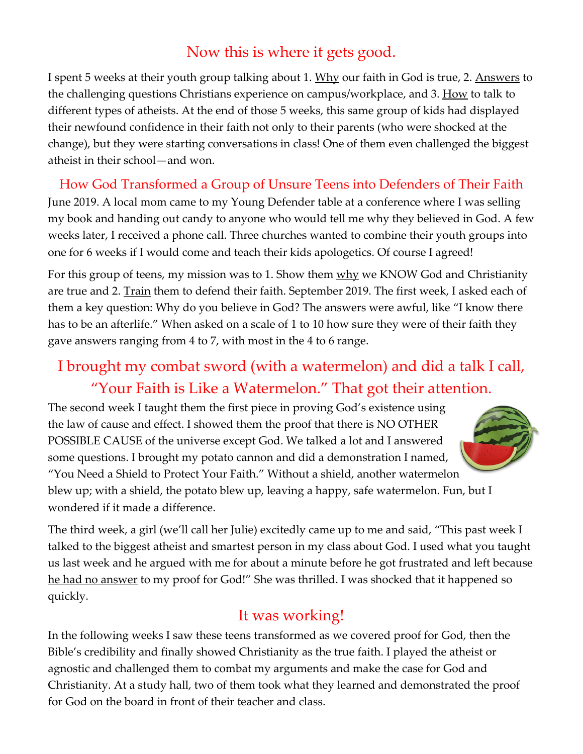## Now this is where it gets good.

I spent 5 weeks at their youth group talking about 1. Why our faith in God is true, 2. Answers to the challenging questions Christians experience on campus/workplace, and 3. How to talk to different types of atheists. At the end of those 5 weeks, this same group of kids had displayed their newfound confidence in their faith not only to their parents (who were shocked at the change), but they were starting conversations in class! One of them even challenged the biggest atheist in their school—and won.

## How God Transformed a Group of Unsure Teens into Defenders of Their Faith

June 2019. A local mom came to my Young Defender table at a conference where I was selling my book and handing out candy to anyone who would tell me why they believed in God. A few weeks later, I received a phone call. Three churches wanted to combine their youth groups into one for 6 weeks if I would come and teach their kids apologetics. Of course I agreed!

For this group of teens, my mission was to 1. Show them why we KNOW God and Christianity are true and 2. Train them to defend their faith. September 2019. The first week, I asked each of them a key question: Why do you believe in God? The answers were awful, like "I know there has to be an afterlife." When asked on a scale of 1 to 10 how sure they were of their faith they gave answers ranging from 4 to 7, with most in the 4 to 6 range.

## I brought my combat sword (with a watermelon) and did a talk I call, "Your Faith is Like a Watermelon." That got their attention.

The second week I taught them the first piece in proving God's existence using the law of cause and effect. I showed them the proof that there is NO OTHER POSSIBLE CAUSE of the universe except God. We talked a lot and I answered some questions. I brought my potato cannon and did a demonstration I named, "You Need a Shield to Protect Your Faith." Without a shield, another watermelon blew up; with a shield, the potato blew up, leaving a happy, safe watermelon. Fun, but I wondered if it made a difference.

The third week, a girl (we'll call her Julie) excitedly came up to me and said, "This past week I talked to the biggest atheist and smartest person in my class about God. I used what you taught us last week and he argued with me for about a minute before he got frustrated and left because he had no answer to my proof for God!" She was thrilled. I was shocked that it happened so quickly.

## It was working!

In the following weeks I saw these teens transformed as we covered proof for God, then the Bible's credibility and finally showed Christianity as the true faith. I played the atheist or agnostic and challenged them to combat my arguments and make the case for God and Christianity. At a study hall, two of them took what they learned and demonstrated the proof for God on the board in front of their teacher and class.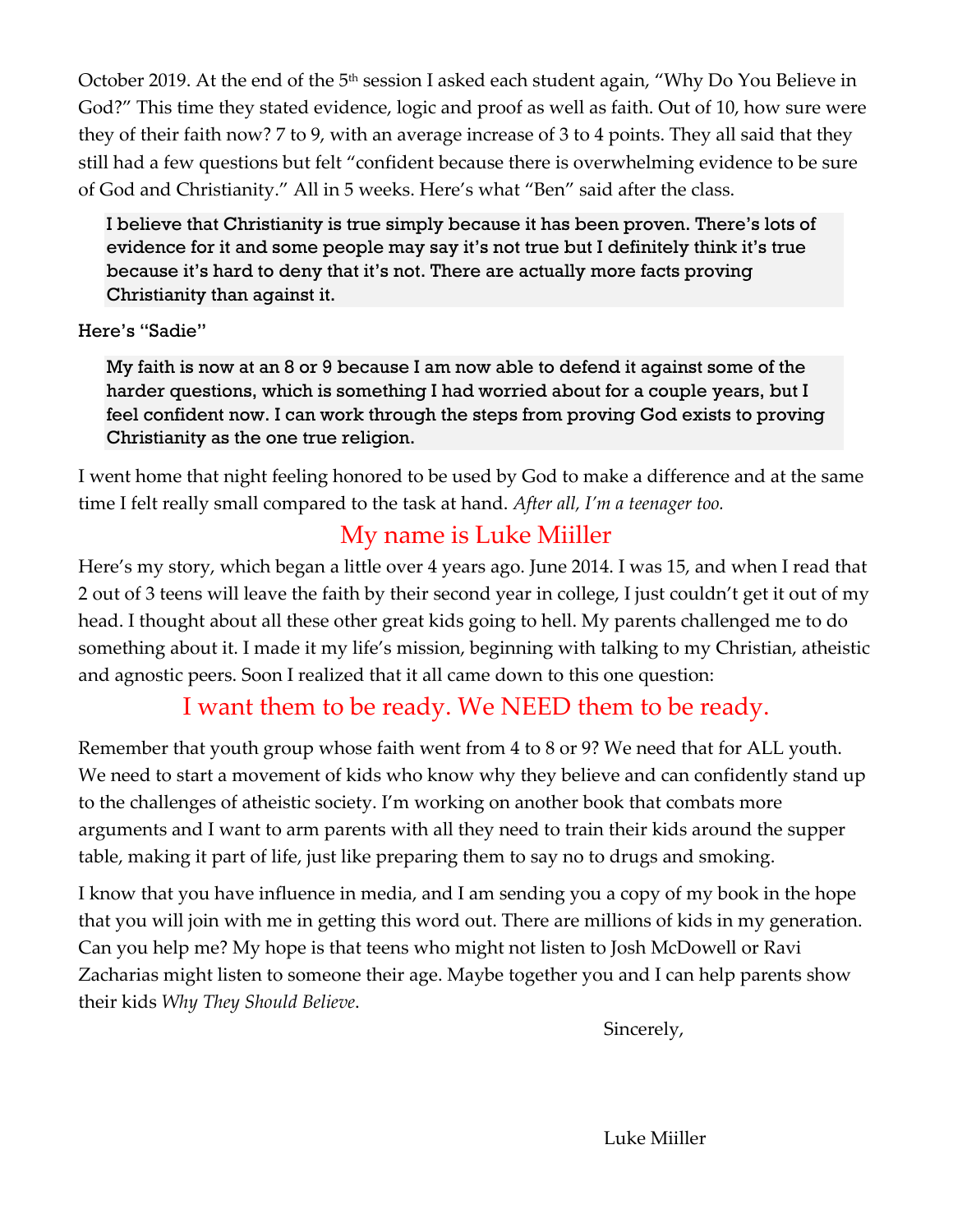October 2019. At the end of the 5th session I asked each student again, "Why Do You Believe in God?" This time they stated evidence, logic and proof as well as faith. Out of 10, how sure were they of their faith now? 7 to 9, with an average increase of 3 to 4 points. They all said that they still had a few questions but felt "confident because there is overwhelming evidence to be sure of God and Christianity." All in 5 weeks. Here's what "Ben" said after the class.

> I believe that Christianity is true simply because it has been proven. There's lots of evidence for it and some people may say it's not true but I definitely think it's true because it's hard to deny that it's not. There are actually more facts proving Christianity than against it.

Here's "Sadie"

> My faith is now at an 8 or 9 because I am now able to defend it against some of the harder questions, which is something I had worried about for a couple years, but I feel confident now. I can work through the steps from proving God exists to proving Christianity as the one true religion.

I went home that night feeling honored to be used by God to make a difference and at the same time I felt really small compared to the task at hand. *After all, I'm a teenager too.*

## My name is Luke Miiller

Here's my story, which began a little over 4 years ago. June 2014. I was 15, and when I read that 2 out of 3 teens will leave the faith by their second year in college, I just couldn't get it out of my head. I thought about all these other great kids going to hell. My parents challenged me to do something about it. I made it my life's mission, beginning with talking to my Christian, atheistic and agnostic peers. Soon I realized that it all came down to this one question:

## I want them to be ready. We NEED them to be ready.

Remember that youth group whose faith went from 4 to 8 or 9? We need that for ALL youth. We need to start a movement of kids who know why they believe and can confidently stand up to the challenges of atheistic society. I'm working on another book that combats more arguments and I want to arm parents with all they need to train their kids around the supper table, making it part of life, just like preparing them to say no to drugs and smoking.

I know that you have influence in media, and I am sending you a copy of my book in the hope that you will join with me in getting this word out. There are millions of kids in my generation. Can you help me? My hope is that teens who might not listen to Josh McDowell or Ravi Zacharias might listen to someone their age. Maybe together you and I can help parents show their kids *Why They Should Believe*.

Sincerely,

Luke Miiller